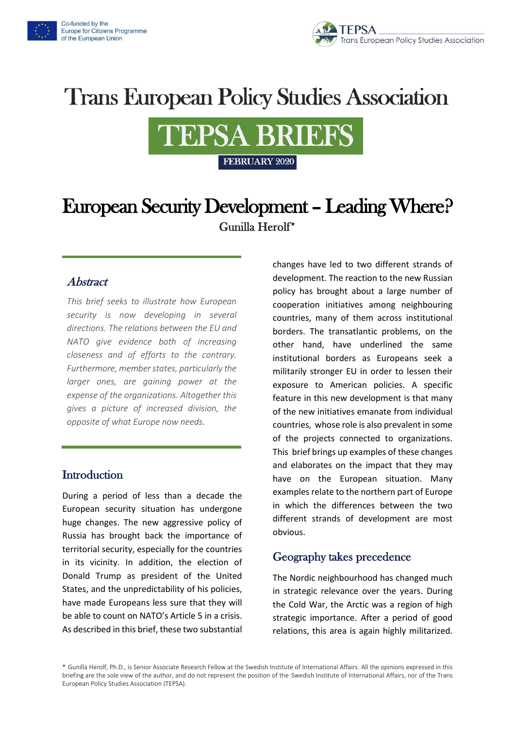# Trans European Policy Studies Association

# TEPSA BRIEFS

**FEBRUARY 2020**

# European Security Development – Leading Where?

Gunilla Herolf*

## *Abstract*

*This brief seeks to illustrate how European security is now developing in several directions. The relations between the EU and NATO give evidence both of increasing closeness and of efforts to the contrary. Furthermore, member states, particularly the larger ones, are gaining power at the expense of the organizations. Altogether this gives a picture of increased division, the opposite of what Europe now needs.*

## Introduction

During a period of less than a decade the European security situation has undergone huge changes. The new aggressive policy of Russia has brought back the importance of territorial security, especially for the countries in its vicinity. In addition, the election of Donald Trump as president of the United States, and the unpredictability of his policies, have made Europeans less sure that they will be able to count on NATO's Article 5 in a crisis. As described in this brief, these two substantial changes have led to two different strands of development. The reaction to the new Russian policy has brought about a large number of cooperation initiatives among neighbouring countries, many of them across institutional borders. The transatlantic problems, on the other hand, have underlined the same institutional borders as Europeans seek a militarily stronger EU in order to lessen their exposure to American policies. A specific feature in this new development is that many of the new initiatives emanate from individual countries, whose role is also prevalent in some of the projects connected to organizations. This brief brings up examples of these changes and elaborates on the impact that they may have on the European situation. Many examples relate to the northern part of Europe in which the differences between the two different strands of development are most obvious.

## Geography takes precedence

The Nordic neighbourhood has changed much in strategic relevance over the years. During the Cold War, the Arctic was a region of high strategic importance. After a period of good relations, this area is again highly militarized.

* Gunilla Herolf, Ph.D., is Senior Associate Research Fellow at the Swedish Institute of International Affairs. All the opinions expressed in this briefing are the sole view of the author, and do not represent the position of the Swedish Institute of International Affairs, nor of the Trans European Policy Studies Association (TEPSA).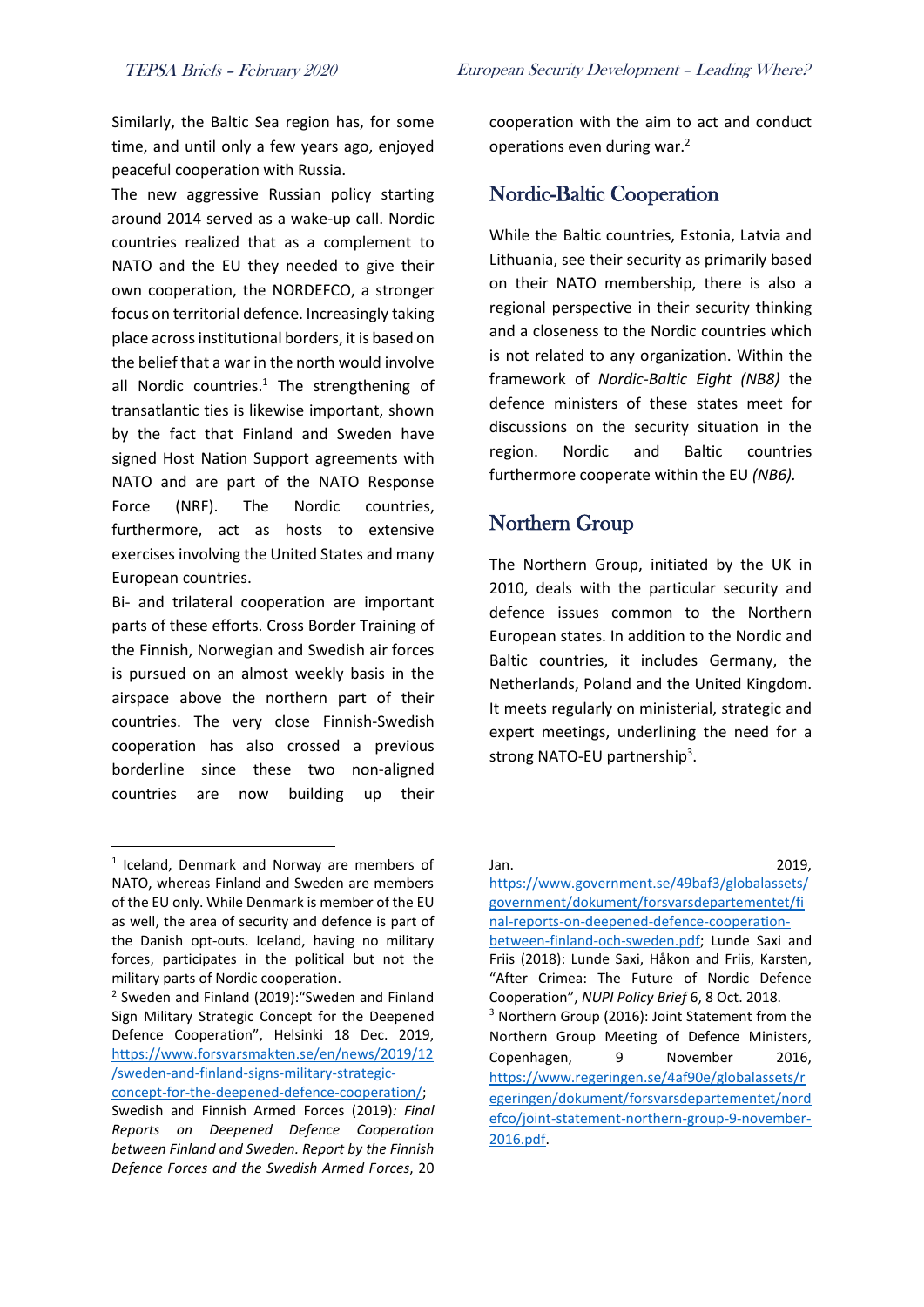Similarly, the Baltic Sea region has, for some time, and until only a few years ago, enjoyed peaceful cooperation with Russia.

The new aggressive Russian policy starting around 2014 served as a wake-up call. Nordic countries realized that as a complement to NATO and the EU they needed to give their own cooperation, the NORDEFCO, a stronger focus on territorial defence. Increasingly taking place across institutional borders, it is based on the belief that a war in the north would involve all Nordic countries.[1] The strengthening of transatlantic ties is likewise important, shown by the fact that Finland and Sweden have signed Host Nation Support agreements with NATO and are part of the NATO Response Force (NRF). The Nordic countries, furthermore, act as hosts to extensive exercises involving the United States and many European countries.

Bi- and trilateral cooperation are important parts of these efforts. Cross Border Training of the Finnish, Norwegian and Swedish air forces is pursued on an almost weekly basis in the airspace above the northern part of their countries. The very close Finnish-Swedish cooperation has also crossed a previous borderline since these two non-aligned countries are now building up their cooperation with the aim to act and conduct operations even during war.[2]

## Nordic-Baltic Cooperation

While the Baltic countries, Estonia, Latvia and Lithuania, see their security as primarily based on their NATO membership, there is also a regional perspective in their security thinking and a closeness to the Nordic countries which is not related to any organization. Within the framework of *Nordic-Baltic Eight (NB8)* the defence ministers of these states meet for discussions on the security situation in the region. Nordic and Baltic countries furthermore cooperate within the EU *(NB6).*

## Northern Group

The Northern Group, initiated by the UK in 2010, deals with the particular security and defence issues common to the Northern European states. In addition to the Nordic and Baltic countries, it includes Germany, the Netherlands, Poland and the United Kingdom. It meets regularly on ministerial, strategic and expert meetings, underlining the need for a strong NATO-EU partnership[3].

---

[1] Iceland, Denmark and Norway are members of NATO, whereas Finland and Sweden are members of the EU only. While Denmark is member of the EU as well, the area of security and defence is part of the Danish opt-outs. Iceland, having no military forces, participates in the political but not the military parts of Nordic cooperation.

[2] Sweden and Finland (2019):"Sweden and Finland Sign Military Strategic Concept for the Deepened Defence Cooperation", Helsinki 18 Dec. 2019, https://www.forsvarsmakten.se/en/news/2019/12/sweden-and-finland-signs-military-strategic-concept-for-the-deepened-defence-cooperation/; Swedish and Finnish Armed Forces (2019)*: Final Reports on Deepened Defence Cooperation between Finland and Sweden. Report by the Finnish Defence Forces and the Swedish Armed Forces*, 20 Jan. 2019, https://www.government.se/49baf3/globalassets/government/dokument/forsvarsdepartementet/final-reports-on-deepened-defence-cooperation-between-finland-och-sweden.pdf; Lunde Saxi and Friis (2018): Lunde Saxi, Håkon and Friis, Karsten, "After Crimea: The Future of Nordic Defence Cooperation", *NUPI Policy Brief* 6, 8 Oct. 2018.

[3] Northern Group (2016): Joint Statement from the Northern Group Meeting of Defence Ministers, Copenhagen, 9 November 2016, https://www.regeringen.se/4af90e/globalassets/regeringen/dokument/forsvarsdepartementet/nordefco/joint-statement-northern-group-9-november-2016.pdf.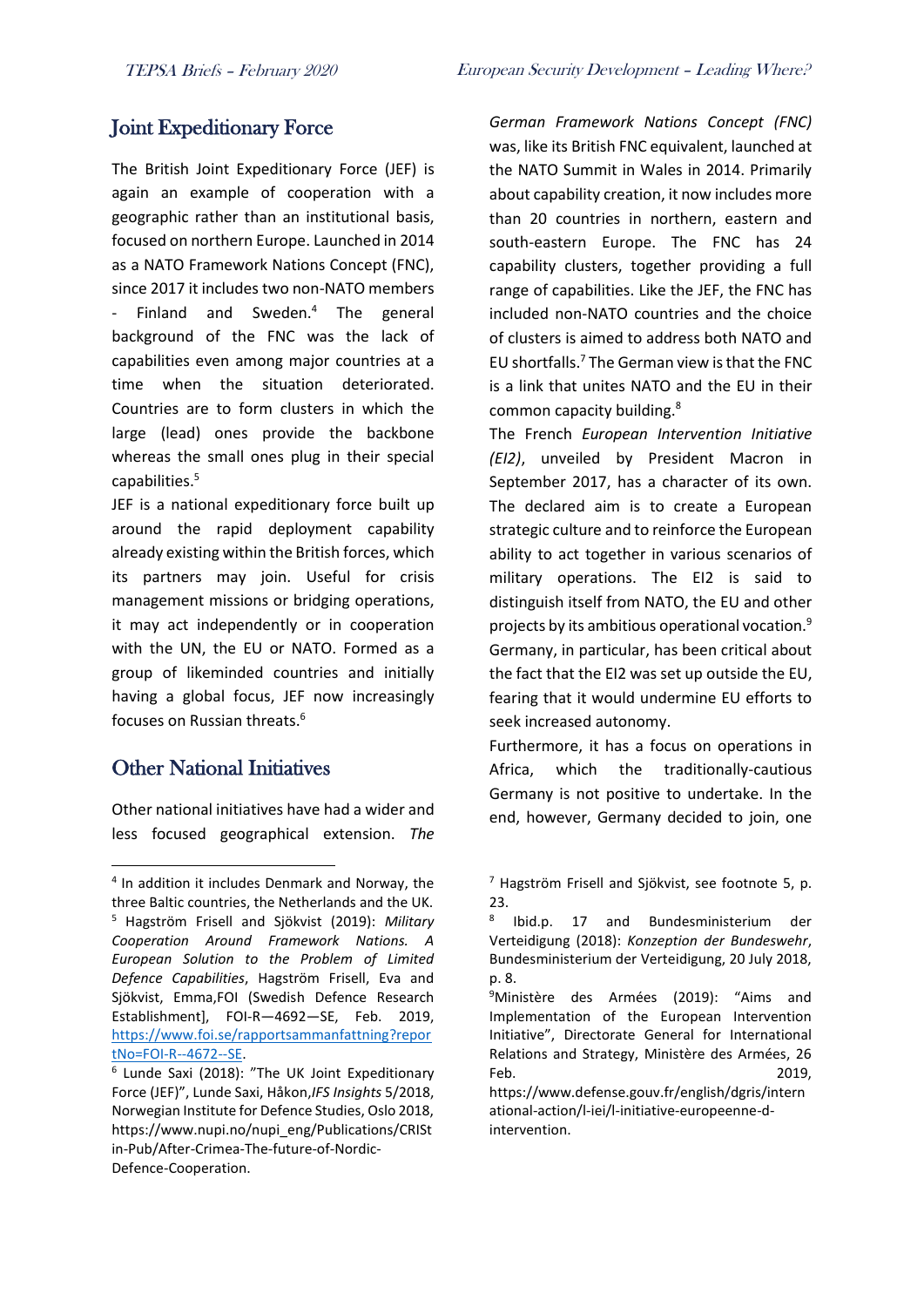## Joint Expeditionary Force

The British Joint Expeditionary Force (JEF) is again an example of cooperation with a geographic rather than an institutional basis, focused on northern Europe. Launched in 2014 as a NATO Framework Nations Concept (FNC), since 2017 it includes two non-NATO members - Finland and Sweden.[4] The general background of the FNC was the lack of capabilities even among major countries at a time when the situation deteriorated. Countries are to form clusters in which the large (lead) ones provide the backbone whereas the small ones plug in their special capabilities.[5]

JEF is a national expeditionary force built up around the rapid deployment capability already existing within the British forces, which its partners may join. Useful for crisis management missions or bridging operations, it may act independently or in cooperation with the UN, the EU or NATO. Formed as a group of likeminded countries and initially having a global focus, JEF now increasingly focuses on Russian threats.[6]

## Other National Initiatives

Other national initiatives have had a wider and less focused geographical extension. *The German Framework Nations Concept (FNC)* was, like its British FNC equivalent, launched at the NATO Summit in Wales in 2014. Primarily about capability creation, it now includes more than 20 countries in northern, eastern and south-eastern Europe. The FNC has 24 capability clusters, together providing a full range of capabilities. Like the JEF, the FNC has included non-NATO countries and the choice of clusters is aimed to address both NATO and EU shortfalls.[7] The German view is that the FNC is a link that unites NATO and the EU in their common capacity building.[8]

The French *European Intervention Initiative (EI2)*, unveiled by President Macron in September 2017, has a character of its own. The declared aim is to create a European strategic culture and to reinforce the European ability to act together in various scenarios of military operations. The EI2 is said to distinguish itself from NATO, the EU and other projects by its ambitious operational vocation.[9] Germany, in particular, has been critical about the fact that the EI2 was set up outside the EU, fearing that it would undermine EU efforts to seek increased autonomy.

Furthermore, it has a focus on operations in Africa, which the traditionally-cautious Germany is not positive to undertake. In the end, however, Germany decided to join, one

---

[4] In addition it includes Denmark and Norway, the three Baltic countries, the Netherlands and the UK.

[5] Hagström Frisell and Sjökvist (2019): *Military Cooperation Around Framework Nations. A European Solution to the Problem of Limited Defence Capabilities*, Hagström Frisell, Eva and Sjökvist, Emma,FOI (Swedish Defence Research Establishment], FOI-R—4692—SE, Feb. 2019, https://www.foi.se/rapportsammanfattning?reportNo=FOI-R--4672--SE.

[6] Lunde Saxi (2018): "The UK Joint Expeditionary Force (JEF)", Lunde Saxi, Håkon,*IFS Insights* 5/2018, Norwegian Institute for Defence Studies, Oslo 2018, https://www.nupi.no/nupi_eng/Publications/CRIStin-Pub/After-Crimea-The-future-of-Nordic-Defence-Cooperation.

[7] Hagström Frisell and Sjökvist, see footnote 5, p. 23.

[8] Ibid.p. 17 and Bundesministerium der Verteidigung (2018): *Konzeption der Bundeswehr*, Bundesministerium der Verteidigung, 20 July 2018, p. 8.

[9] Ministère des Armées (2019): "Aims and Implementation of the European Intervention Initiative", Directorate General for International Relations and Strategy, Ministère des Armées, 26 Feb. 2019, https://www.defense.gouv.fr/english/dgris/international-action/l-iei/l-initiative-europeenne-d-intervention.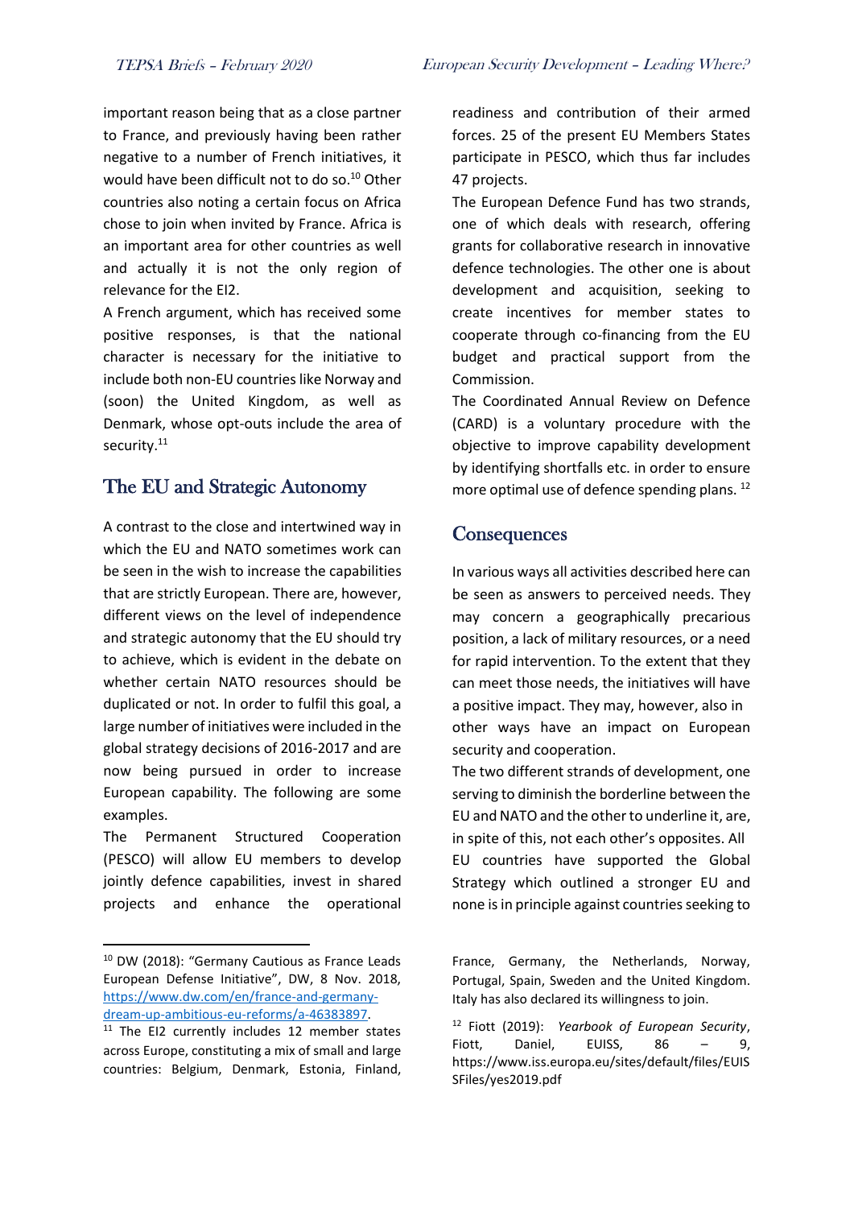important reason being that as a close partner to France, and previously having been rather negative to a number of French initiatives, it would have been difficult not to do so.[10] Other countries also noting a certain focus on Africa chose to join when invited by France. Africa is an important area for other countries as well and actually it is not the only region of relevance for the EI2.

A French argument, which has received some positive responses, is that the national character is necessary for the initiative to include both non-EU countries like Norway and (soon) the United Kingdom, as well as Denmark, whose opt-outs include the area of security.[11]

## The EU and Strategic Autonomy

A contrast to the close and intertwined way in which the EU and NATO sometimes work can be seen in the wish to increase the capabilities that are strictly European. There are, however, different views on the level of independence and strategic autonomy that the EU should try to achieve, which is evident in the debate on whether certain NATO resources should be duplicated or not. In order to fulfil this goal, a large number of initiatives were included in the global strategy decisions of 2016-2017 and are now being pursued in order to increase European capability. The following are some examples.

The Permanent Structured Cooperation (PESCO) will allow EU members to develop jointly defence capabilities, invest in shared projects and enhance the operational readiness and contribution of their armed forces. 25 of the present EU Members States participate in PESCO, which thus far includes 47 projects.

The European Defence Fund has two strands, one of which deals with research, offering grants for collaborative research in innovative defence technologies. The other one is about development and acquisition, seeking to create incentives for member states to cooperate through co-financing from the EU budget and practical support from the Commission.

The Coordinated Annual Review on Defence (CARD) is a voluntary procedure with the objective to improve capability development by identifying shortfalls etc. in order to ensure more optimal use of defence spending plans.[12]

## Consequences

In various ways all activities described here can be seen as answers to perceived needs. They may concern a geographically precarious position, a lack of military resources, or a need for rapid intervention. To the extent that they can meet those needs, the initiatives will have a positive impact. They may, however, also in other ways have an impact on European security and cooperation.

The two different strands of development, one serving to diminish the borderline between the EU and NATO and the other to underline it, are, in spite of this, not each other's opposites. All EU countries have supported the Global Strategy which outlined a stronger EU and none is in principle against countries seeking to

---

[10] DW (2018): "Germany Cautious as France Leads European Defense Initiative", DW, 8 Nov. 2018, https://www.dw.com/en/france-and-germany-dream-up-ambitious-eu-reforms/a-46383897.

[11] The EI2 currently includes 12 member states across Europe, constituting a mix of small and large countries: Belgium, Denmark, Estonia, Finland, France, Germany, the Netherlands, Norway, Portugal, Spain, Sweden and the United Kingdom. Italy has also declared its willingness to join.

[12] Fiott (2019): *Yearbook of European Security*, Fiott, Daniel, EUISS, 86 – 9, https://www.iss.europa.eu/sites/default/files/EUISSFiles/yes2019.pdf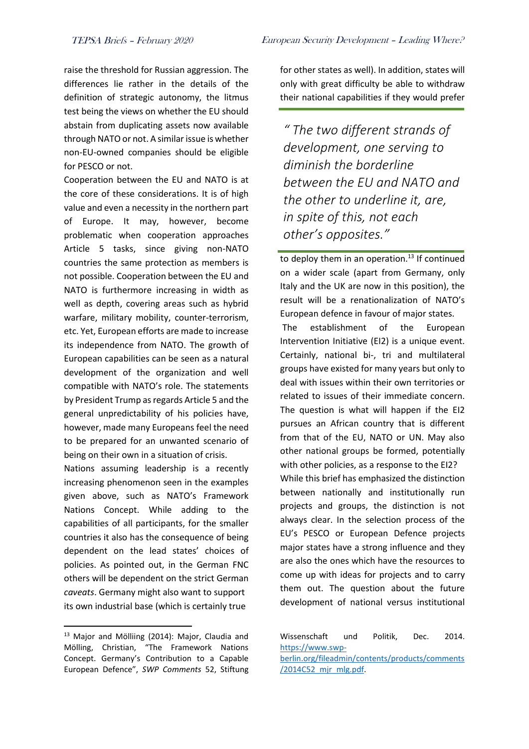raise the threshold for Russian aggression. The differences lie rather in the details of the definition of strategic autonomy, the litmus test being the views on whether the EU should abstain from duplicating assets now available through NATO or not. A similar issue is whether non-EU-owned companies should be eligible for PESCO or not.

Cooperation between the EU and NATO is at the core of these considerations. It is of high value and even a necessity in the northern part of Europe. It may, however, become problematic when cooperation approaches Article 5 tasks, since giving non-NATO countries the same protection as members is not possible. Cooperation between the EU and NATO is furthermore increasing in width as well as depth, covering areas such as hybrid warfare, military mobility, counter-terrorism, etc. Yet, European efforts are made to increase its independence from NATO. The growth of European capabilities can be seen as a natural development of the organization and well compatible with NATO's role. The statements by President Trump as regards Article 5 and the general unpredictability of his policies have, however, made many Europeans feel the need to be prepared for an unwanted scenario of being on their own in a situation of crisis.

Nations assuming leadership is a recently increasing phenomenon seen in the examples given above, such as NATO's Framework Nations Concept. While adding to the capabilities of all participants, for the smaller countries it also has the consequence of being dependent on the lead states' choices of policies. As pointed out, in the German FNC others will be dependent on the strict German *caveats*. Germany might also want to support its own industrial base (which is certainly true for other states as well). In addition, states will only with great difficulty be able to withdraw their national capabilities if they would prefer to deploy them in an operation.[13] If continued on a wider scale (apart from Germany, only Italy and the UK are now in this position), the result will be a renationalization of NATO's European defence in favour of major states.

> *"The two different strands of development, one serving to diminish the borderline between the EU and NATO and the other to underline it, are, in spite of this, not each other's opposites."*

The establishment of the European Intervention Initiative (EI2) is a unique event. Certainly, national bi-, tri and multilateral groups have existed for many years but only to deal with issues within their own territories or related to issues of their immediate concern. The question is what will happen if the EI2 pursues an African country that is different from that of the EU, NATO or UN. May also other national groups be formed, potentially with other policies, as a response to the EI2?

While this brief has emphasized the distinction between nationally and institutionally run projects and groups, the distinction is not always clear. In the selection process of the EU's PESCO or European Defence projects major states have a strong influence and they are also the ones which have the resources to come up with ideas for projects and to carry them out. The question about the future development of national versus institutional

---

[13] Major and Mölling (2014): Major, Claudia and Mölling, Christian, "The Framework Nations Concept. Germany's Contribution to a Capable European Defence", *SWP Comments* 52, Stiftung Wissenschaft und Politik, Dec. 2014. https://www.swp-berlin.org/fileadmin/contents/products/comments/2014C52_mjr_mlg.pdf.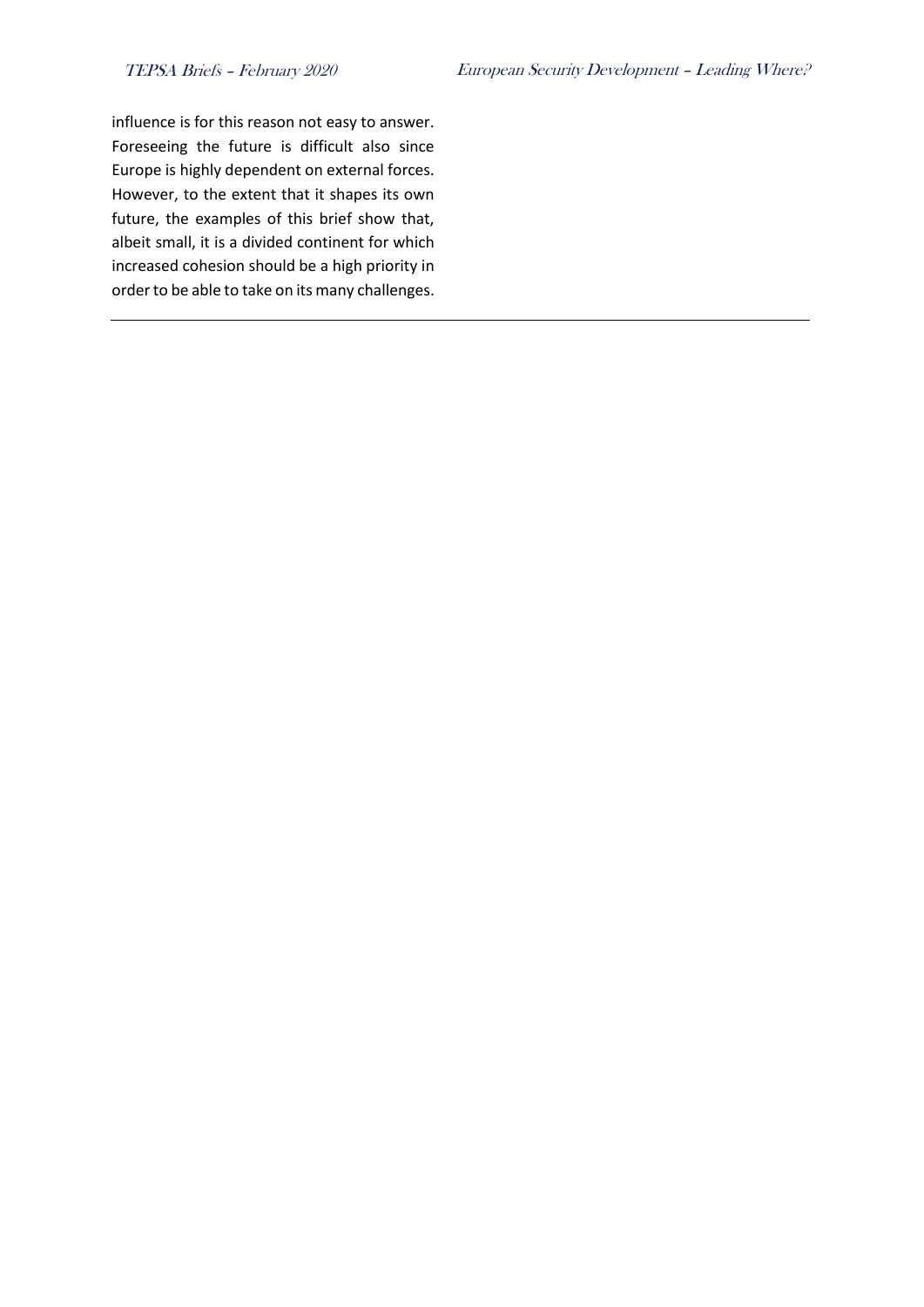influence is for this reason not easy to answer. Foreseeing the future is difficult also since Europe is highly dependent on external forces. However, to the extent that it shapes its own future, the examples of this brief show that, albeit small, it is a divided continent for which increased cohesion should be a high priority in order to be able to take on its many challenges.

---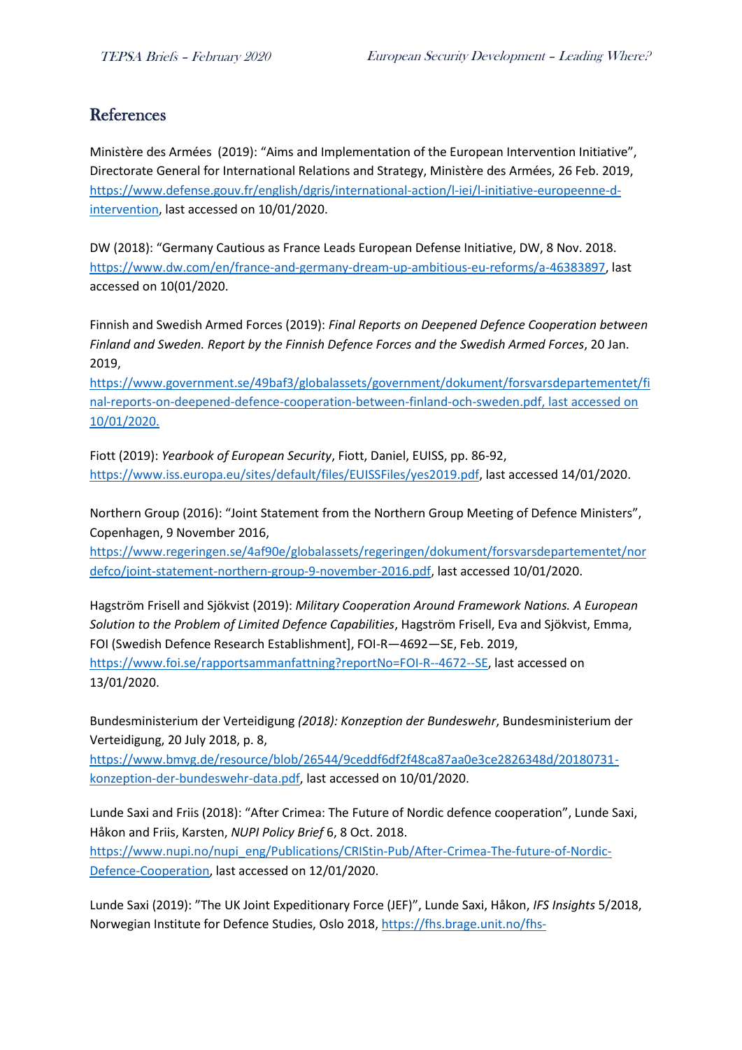## References

Ministère des Armées (2019): "Aims and Implementation of the European Intervention Initiative", Directorate General for International Relations and Strategy, Ministère des Armées, 26 Feb. 2019, https://www.defense.gouv.fr/english/dgris/international-action/l-iei/l-initiative-europeenne-d-intervention, last accessed on 10/01/2020.

DW (2018): "Germany Cautious as France Leads European Defense Initiative, DW, 8 Nov. 2018. https://www.dw.com/en/france-and-germany-dream-up-ambitious-eu-reforms/a-46383897, last accessed on 10(01/2020.

Finnish and Swedish Armed Forces (2019): *Final Reports on Deepened Defence Cooperation between Finland and Sweden. Report by the Finnish Defence Forces and the Swedish Armed Forces*, 20 Jan. 2019, https://www.government.se/49baf3/globalassets/government/dokument/forsvarsdepartementet/final-reports-on-deepened-defence-cooperation-between-finland-och-sweden.pdf, last accessed on 10/01/2020.

Fiott (2019): *Yearbook of European Security*, Fiott, Daniel, EUISS, pp. 86-92, https://www.iss.europa.eu/sites/default/files/EUISSFiles/yes2019.pdf, last accessed 14/01/2020.

Northern Group (2016): "Joint Statement from the Northern Group Meeting of Defence Ministers", Copenhagen, 9 November 2016, https://www.regeringen.se/4af90e/globalassets/regeringen/dokument/forsvarsdepartementet/nordefco/joint-statement-northern-group-9-november-2016.pdf, last accessed 10/01/2020.

Hagström Frisell and Sjökvist (2019): *Military Cooperation Around Framework Nations. A European Solution to the Problem of Limited Defence Capabilities*, Hagström Frisell, Eva and Sjökvist, Emma, FOI (Swedish Defence Research Establishment], FOI-R—4692—SE, Feb. 2019, https://www.foi.se/rapportsammanfattning?reportNo=FOI-R--4672--SE, last accessed on 13/01/2020.

Bundesministerium der Verteidigung *(2018): Konzeption der Bundeswehr*, Bundesministerium der Verteidigung, 20 July 2018, p. 8, https://www.bmvg.de/resource/blob/26544/9ceddf6df2f48ca87aa0e3ce2826348d/20180731-konzeption-der-bundeswehr-data.pdf, last accessed on 10/01/2020.

Lunde Saxi and Friis (2018): "After Crimea: The Future of Nordic defence cooperation", Lunde Saxi, Håkon and Friis, Karsten, *NUPI Policy Brief* 6, 8 Oct. 2018. https://www.nupi.no/nupi_eng/Publications/CRIStin-Pub/After-Crimea-The-future-of-Nordic-Defence-Cooperation, last accessed on 12/01/2020.

Lunde Saxi (2019): "The UK Joint Expeditionary Force (JEF)", Lunde Saxi, Håkon, *IFS Insights* 5/2018, Norwegian Institute for Defence Studies, Oslo 2018, https://fhs.brage.unit.no/fhs-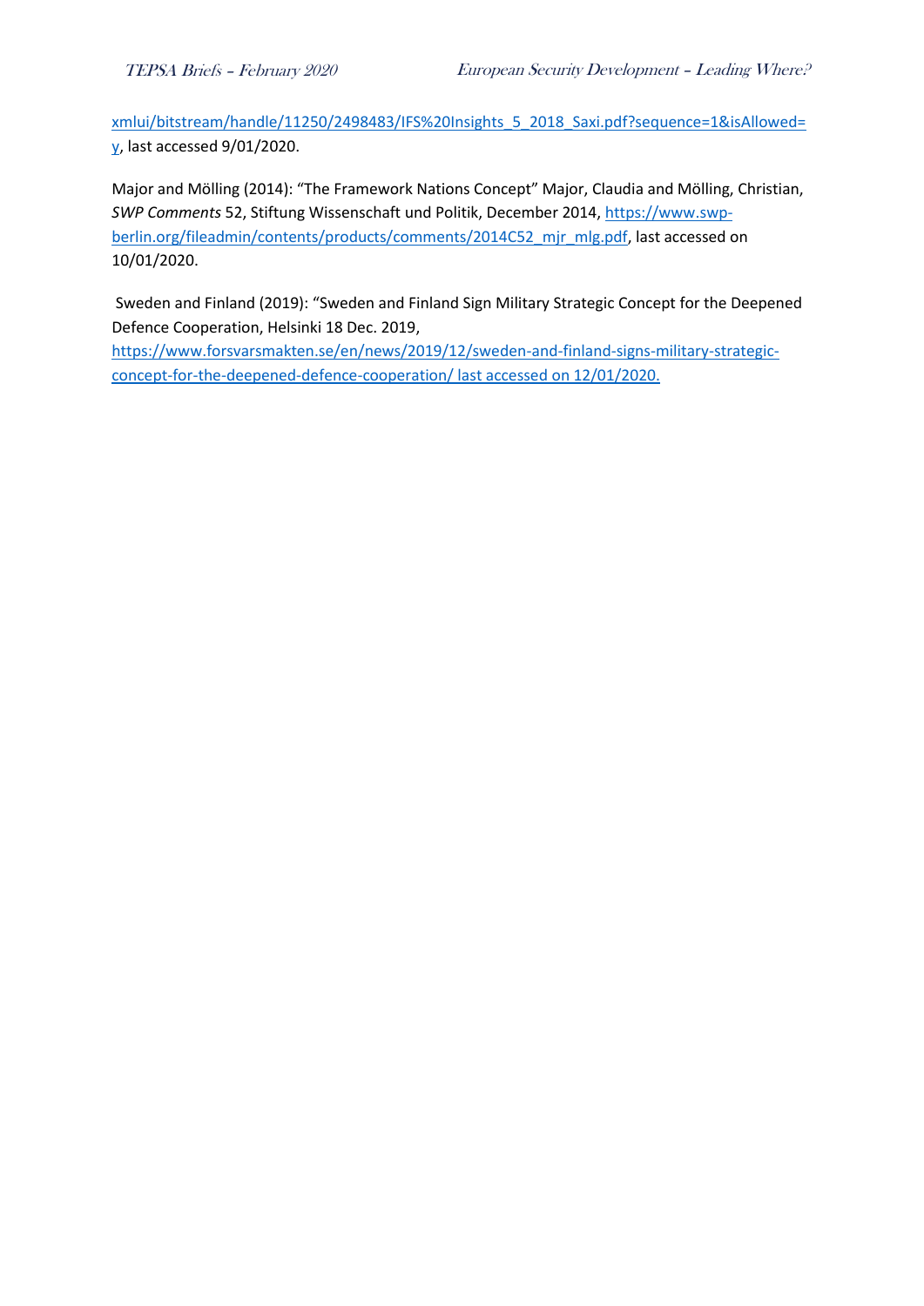xmlui/bitstream/handle/11250/2498483/IFS%20Insights_5_2018_Saxi.pdf?sequence=1&isAllowed=y, last accessed 9/01/2020.

Major and Mölling (2014): "The Framework Nations Concept" Major, Claudia and Mölling, Christian, *SWP Comments* 52, Stiftung Wissenschaft und Politik, December 2014, https://www.swp-berlin.org/fileadmin/contents/products/comments/2014C52_mjr_mlg.pdf, last accessed on 10/01/2020.

Sweden and Finland (2019): "Sweden and Finland Sign Military Strategic Concept for the Deepened Defence Cooperation, Helsinki 18 Dec. 2019, https://www.forsvarsmakten.se/en/news/2019/12/sweden-and-finland-signs-military-strategic-concept-for-the-deepened-defence-cooperation/ last accessed on 12/01/2020.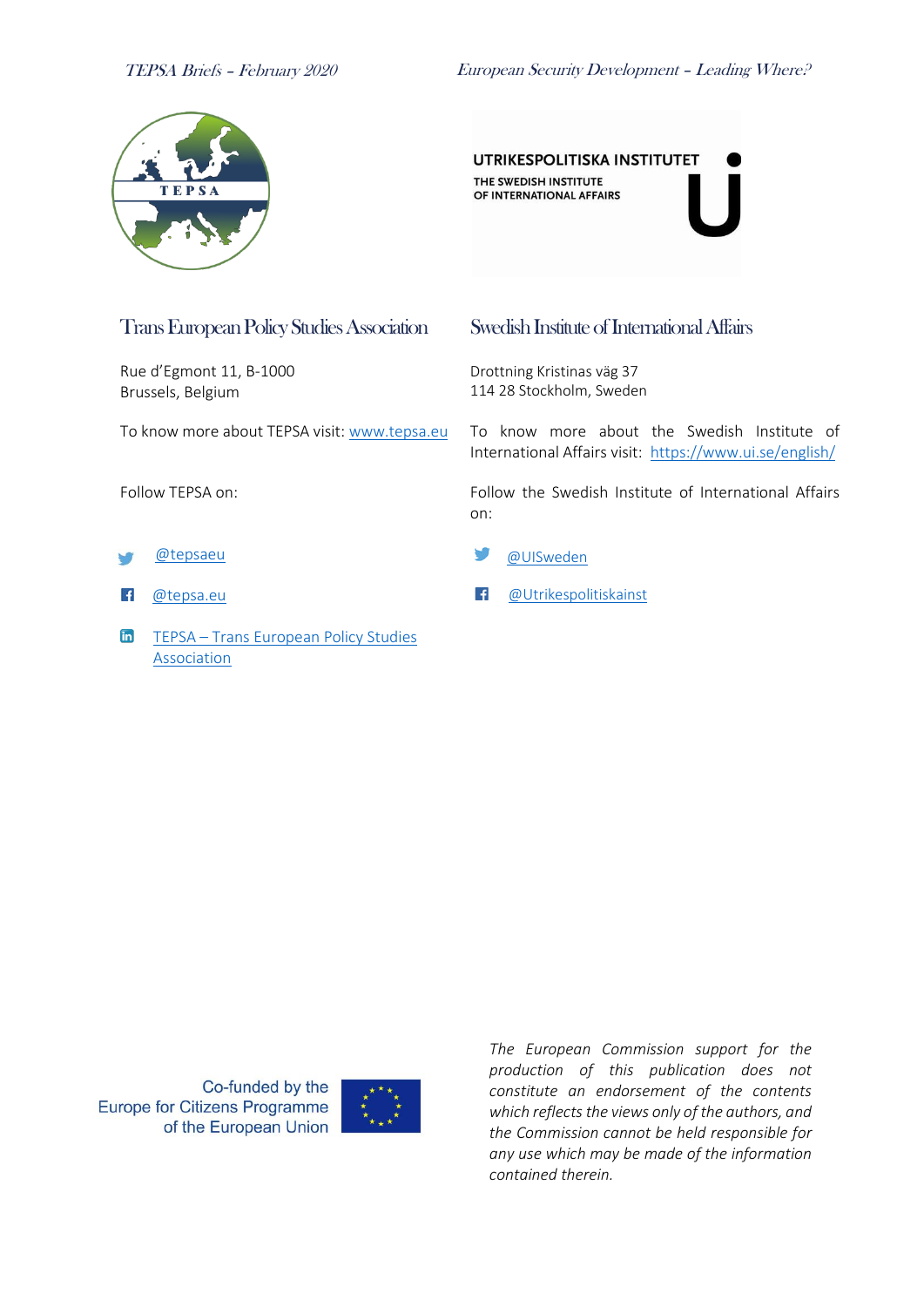UTRIKESPOLITISKA INSTITUTET

THE SWEDISH INSTITUTE OF INTERNATIONAL AFFAIRS

## Trans European Policy Studies Association

Rue d'Egmont 11, B-1000
Brussels, Belgium

To know more about TEPSA visit: www.tepsa.eu

Follow TEPSA on:

- @tepsaeu
- @tepsa.eu
- TEPSA – Trans European Policy Studies Association

## Swedish Institute of International Affairs

Drottning Kristinas väg 37
114 28 Stockholm, Sweden

To know more about the Swedish Institute of International Affairs visit: https://www.ui.se/english/

Follow the Swedish Institute of International Affairs on:

- @UISweden
- @Utrikespolitiskainst

Co-funded by the
Europe for Citizens Programme
of the European Union

*The European Commission support for the production of this publication does not constitute an endorsement of the contents which reflects the views only of the authors, and the Commission cannot be held responsible for any use which may be made of the information contained therein.*